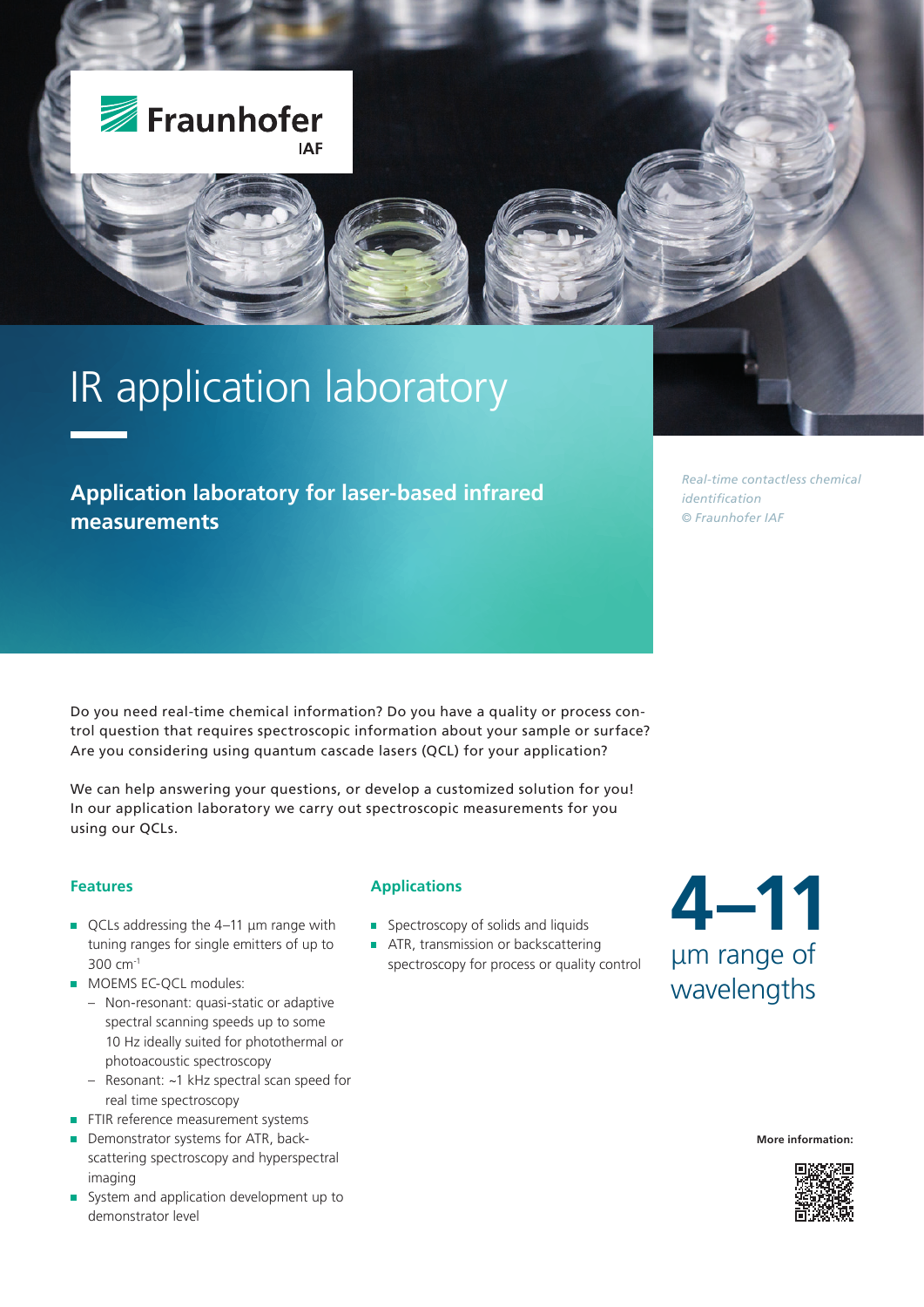Fraunhofer IAF

# IR application laboratory

## Application laboratory for laser-based infrared measurements

*Real-time contactless chemical identification*
*© Fraunhofer IAF*

Do you need real-time chemical information? Do you have a quality or process control question that requires spectroscopic information about your sample or surface? Are you considering using quantum cascade lasers (QCL) for your application?

We can help answering your questions, or develop a customized solution for you! In our application laboratory we carry out spectroscopic measurements for you using our QCLs.

### Features

- QCLs addressing the 4–11 µm range with tuning ranges for single emitters of up to 300 $cm^{-1}$
- MOEMS EC-QCL modules:
  - Non-resonant: quasi-static or adaptive spectral scanning speeds up to some 10 Hz ideally suited for photothermal or photoacoustic spectroscopy
  - Resonant: ~1 kHz spectral scan speed for real time spectroscopy
- FTIR reference measurement systems
- Demonstrator systems for ATR, backscattering spectroscopy and hyperspectral imaging
- System and application development up to demonstrator level

### Applications

- Spectroscopy of solids and liquids
- ATR, transmission or backscattering spectroscopy for process or quality control

**4–11**
µm range of wavelengths

**More information:**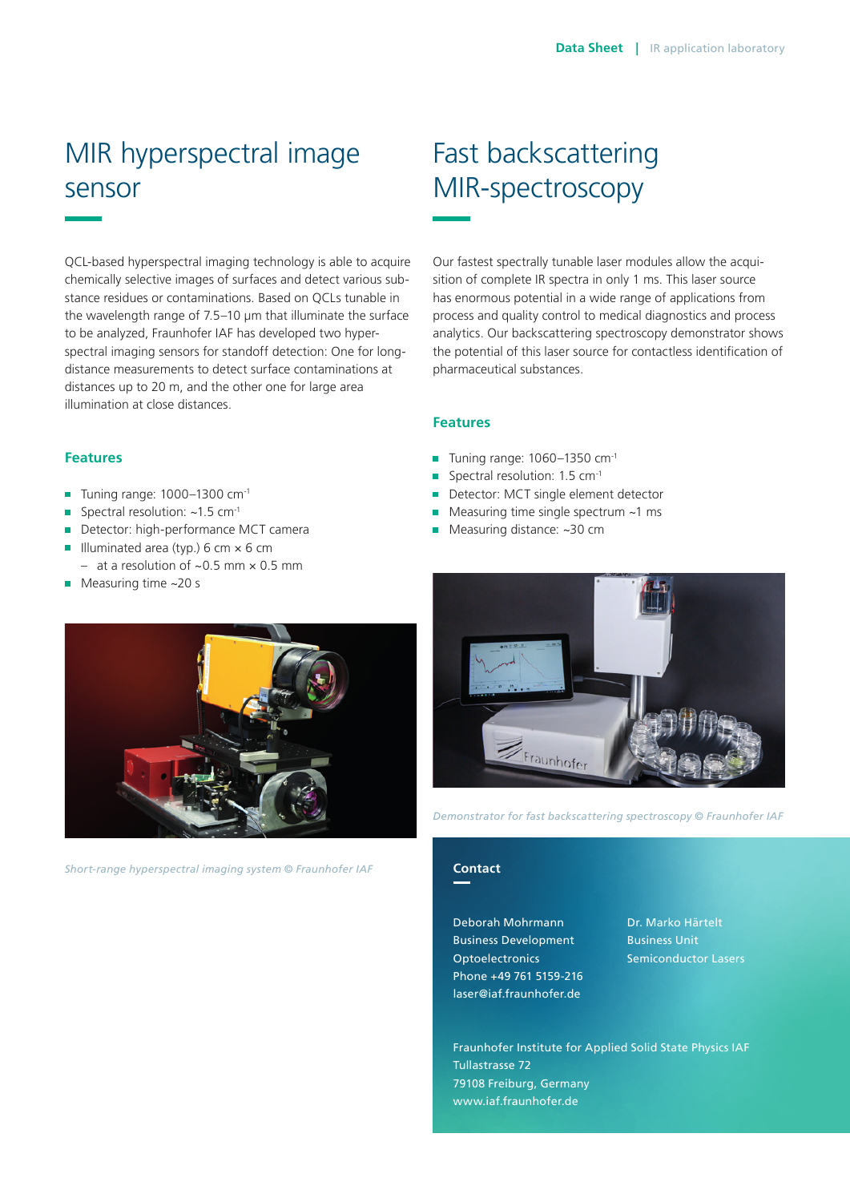# MIR hyperspectral image sensor

QCL-based hyperspectral imaging technology is able to acquire chemically selective images of surfaces and detect various substance residues or contaminations. Based on QCLs tunable in the wavelength range of 7.5–10 µm that illuminate the surface to be analyzed, Fraunhofer IAF has developed two hyperspectral imaging sensors for standoff detection: One for long-distance measurements to detect surface contaminations at distances up to 20 m, and the other one for large area illumination at close distances.

## Features

- Tuning range: 1000–1300 $cm^{-1}$
- Spectral resolution: ~1.5 $cm^{-1}$
- Detector: high-performance MCT camera
- Illuminated area (typ.) 6 cm × 6 cm
  - at a resolution of ~0.5 mm × 0.5 mm
- Measuring time ~20 s

*Short-range hyperspectral imaging system © Fraunhofer IAF*

# Fast backscattering MIR-spectroscopy

Our fastest spectrally tunable laser modules allow the acquisition of complete IR spectra in only 1 ms. This laser source has enormous potential in a wide range of applications from process and quality control to medical diagnostics and process analytics. Our backscattering spectroscopy demonstrator shows the potential of this laser source for contactless identification of pharmaceutical substances.

## Features

- Tuning range: 1060–1350 $cm^{-1}$
- Spectral resolution: 1.5 $cm^{-1}$
- Detector: MCT single element detector
- Measuring time single spectrum ~1 ms
- Measuring distance: ~30 cm

*Demonstrator for fast backscattering spectroscopy © Fraunhofer IAF*

## Contact

Deborah Mohrmann
Business Development
Optoelectronics
Phone +49 761 5159-216
laser@iaf.fraunhofer.de

Dr. Marko Härtelt
Business Unit
Semiconductor Lasers

Fraunhofer Institute for Applied Solid State Physics IAF
Tullastrasse 72
79108 Freiburg, Germany
www.iaf.fraunhofer.de